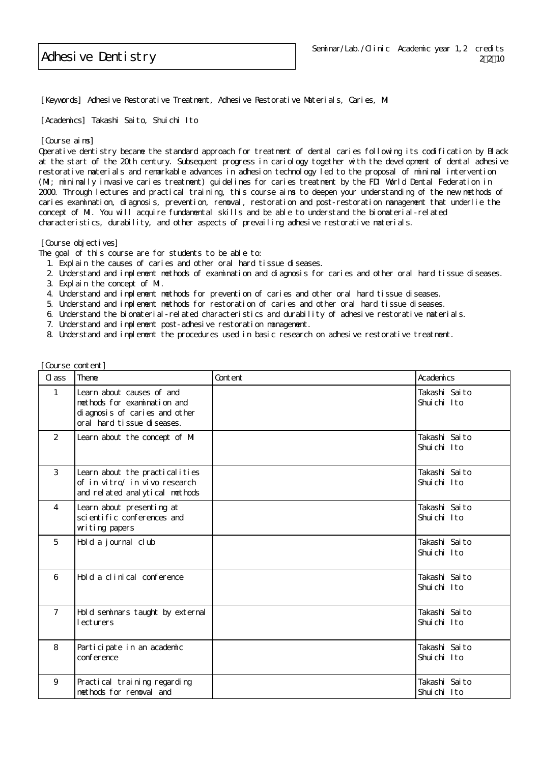# Adhesive Dentistry

Seminar/Lab./Clinic Academic year 1,2 credits 2〜2〜10

[Keywords] Adhesive Restorative Treatment, Adhesive Restorative Materials, Caries, MI

[Academics] Takashi Saito, Shuichi Ito

[Course aims]
Operative dentistry became the standard approach for treatment of dental caries following its codification by Black at the start of the 20th century. Subsequent progress in cariology together with the development of dental adhesive restorative materials and remarkable advances in adhesion technology led to the proposal of minimal intervention (MI; minimally invasive caries treatment) guidelines for caries treatment by the FDI World Dental Federation in 2000. Through lectures and practical training, this course aims to deepen your understanding of the new methods of caries examination, diagnosis, prevention, removal, restoration and post-restoration management that underlie the concept of MI. You will acquire fundamental skills and be able to understand the biomaterial-related characteristics, durability, and other aspects of prevailing adhesive restorative materials.

[Course objectives]
The goal of this course are for students to be able to:

1. Explain the causes of caries and other oral hard tissue diseases.
2. Understand and implement methods of examination and diagnosis for caries and other oral hard tissue diseases.
3. Explain the concept of MI.
4. Understand and implement methods for prevention of caries and other oral hard tissue diseases.
5. Understand and implement methods for restoration of caries and other oral hard tissue diseases.
6. Understand the biomaterial-related characteristics and durability of adhesive restorative materials.
7. Understand and implement post-adhesive restoration management.
8. Understand and implement the procedures used in basic research on adhesive restorative treatment.

[Course content]

| Class | Theme | Content | Academics |
|---|---|---|---|
| 1 | Learn about causes of and methods for examination and diagnosis of caries and other oral hard tissue diseases. | | Takashi Saito Shuichi Ito |
| 2 | Learn about the concept of MI | | Takashi Saito Shuichi Ito |
| 3 | Learn about the practicalities of in vitro/ in vivo research and related analytical methods | | Takashi Saito Shuichi Ito |
| 4 | Learn about presenting at scientific conferences and writing papers | | Takashi Saito Shuichi Ito |
| 5 | Hold a journal club | | Takashi Saito Shuichi Ito |
| 6 | Hold a clinical conference | | Takashi Saito Shuichi Ito |
| 7 | Hold seminars taught by external lecturers | | Takashi Saito Shuichi Ito |
| 8 | Participate in an academic conference | | Takashi Saito Shuichi Ito |
| 9 | Practical training regarding methods for removal and | | Takashi Saito Shuichi Ito |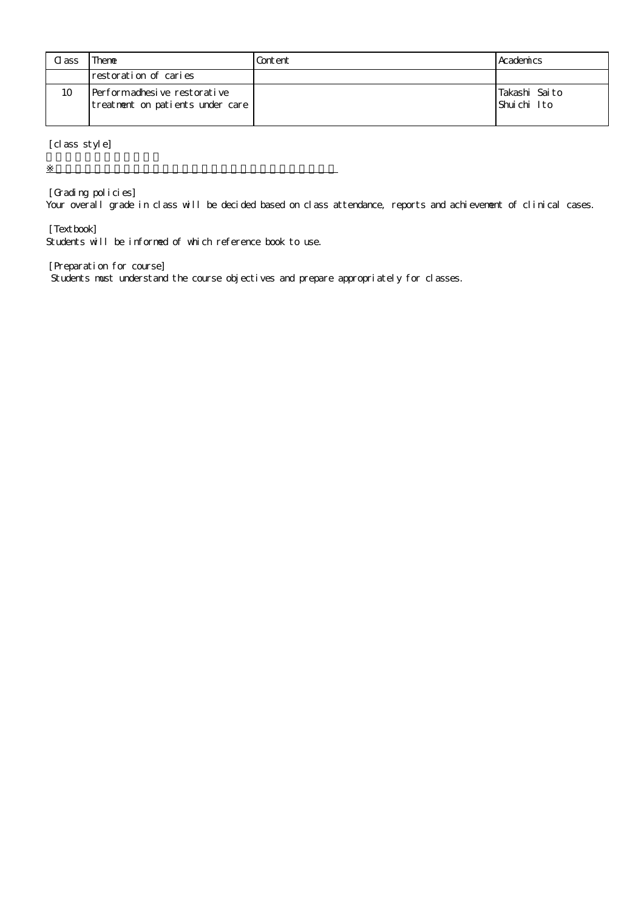| Class | Theme | Content | Academics |
|---|---|---|---|
| | restoration of caries | | |
| 10 | Perform adhesive restorative treatment on patients under care | | Takashi Saito<br>Shuichi Ito |

[class style]

※

[Grading policies]
Your overall grade in class will be decided based on class attendance, reports and achievement of clinical cases.

[Textbook]
Students will be informed of which reference book to use.

[Preparation for course]
Students must understand the course objectives and prepare appropriately for classes.